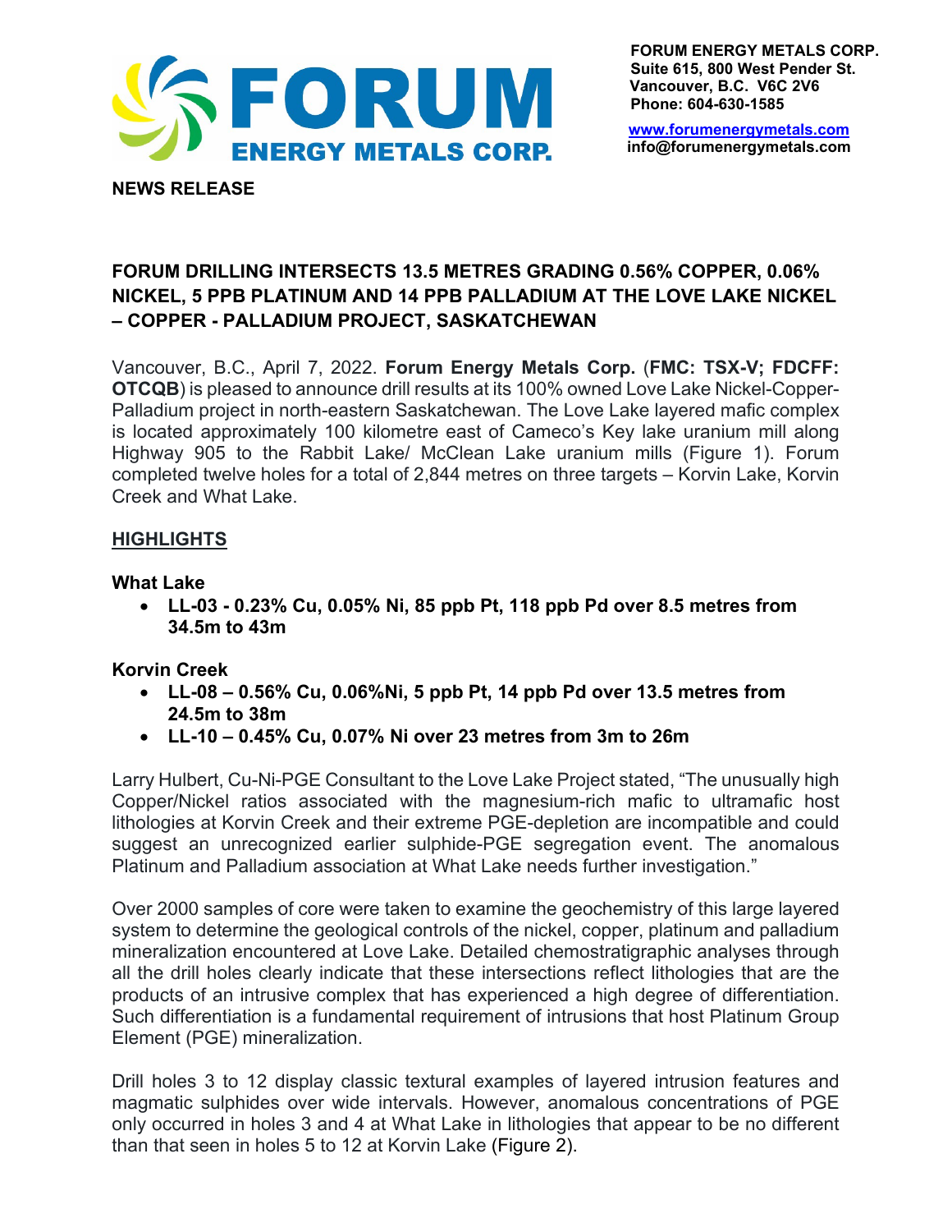FORUM ENERGY METALS CORP.
Suite 615, 800 West Pender St.
Vancouver, B.C. V6C 2V6
Phone: 604-630-1585

www.forumenergymetals.com
info@forumenergymetals.com

**NEWS RELEASE**

# FORUM DRILLING INTERSECTS 13.5 METRES GRADING 0.56% COPPER, 0.06% NICKEL, 5 PPB PLATINUM AND 14 PPB PALLADIUM AT THE LOVE LAKE NICKEL – COPPER - PALLADIUM PROJECT, SASKATCHEWAN

Vancouver, B.C., April 7, 2022. **Forum Energy Metals Corp.** (**FMC: TSX-V; FDCFF: OTCQB**) is pleased to announce drill results at its 100% owned Love Lake Nickel-Copper-Palladium project in north-eastern Saskatchewan. The Love Lake layered mafic complex is located approximately 100 kilometre east of Cameco's Key lake uranium mill along Highway 905 to the Rabbit Lake/ McClean Lake uranium mills (Figure 1). Forum completed twelve holes for a total of 2,844 metres on three targets – Korvin Lake, Korvin Creek and What Lake.

## HIGHLIGHTS

**What Lake**

- **LL-03 - 0.23% Cu, 0.05% Ni, 85 ppb Pt, 118 ppb Pd over 8.5 metres from 34.5m to 43m**

**Korvin Creek**

- **LL-08 – 0.56% Cu, 0.06%Ni, 5 ppb Pt, 14 ppb Pd over 13.5 metres from 24.5m to 38m**
- **LL-10 – 0.45% Cu, 0.07% Ni over 23 metres from 3m to 26m**

Larry Hulbert, Cu-Ni-PGE Consultant to the Love Lake Project stated, "The unusually high Copper/Nickel ratios associated with the magnesium-rich mafic to ultramafic host lithologies at Korvin Creek and their extreme PGE-depletion are incompatible and could suggest an unrecognized earlier sulphide-PGE segregation event. The anomalous Platinum and Palladium association at What Lake needs further investigation."

Over 2000 samples of core were taken to examine the geochemistry of this large layered system to determine the geological controls of the nickel, copper, platinum and palladium mineralization encountered at Love Lake. Detailed chemostratigraphic analyses through all the drill holes clearly indicate that these intersections reflect lithologies that are the products of an intrusive complex that has experienced a high degree of differentiation. Such differentiation is a fundamental requirement of intrusions that host Platinum Group Element (PGE) mineralization.

Drill holes 3 to 12 display classic textural examples of layered intrusion features and magmatic sulphides over wide intervals. However, anomalous concentrations of PGE only occurred in holes 3 and 4 at What Lake in lithologies that appear to be no different than that seen in holes 5 to 12 at Korvin Lake (Figure 2).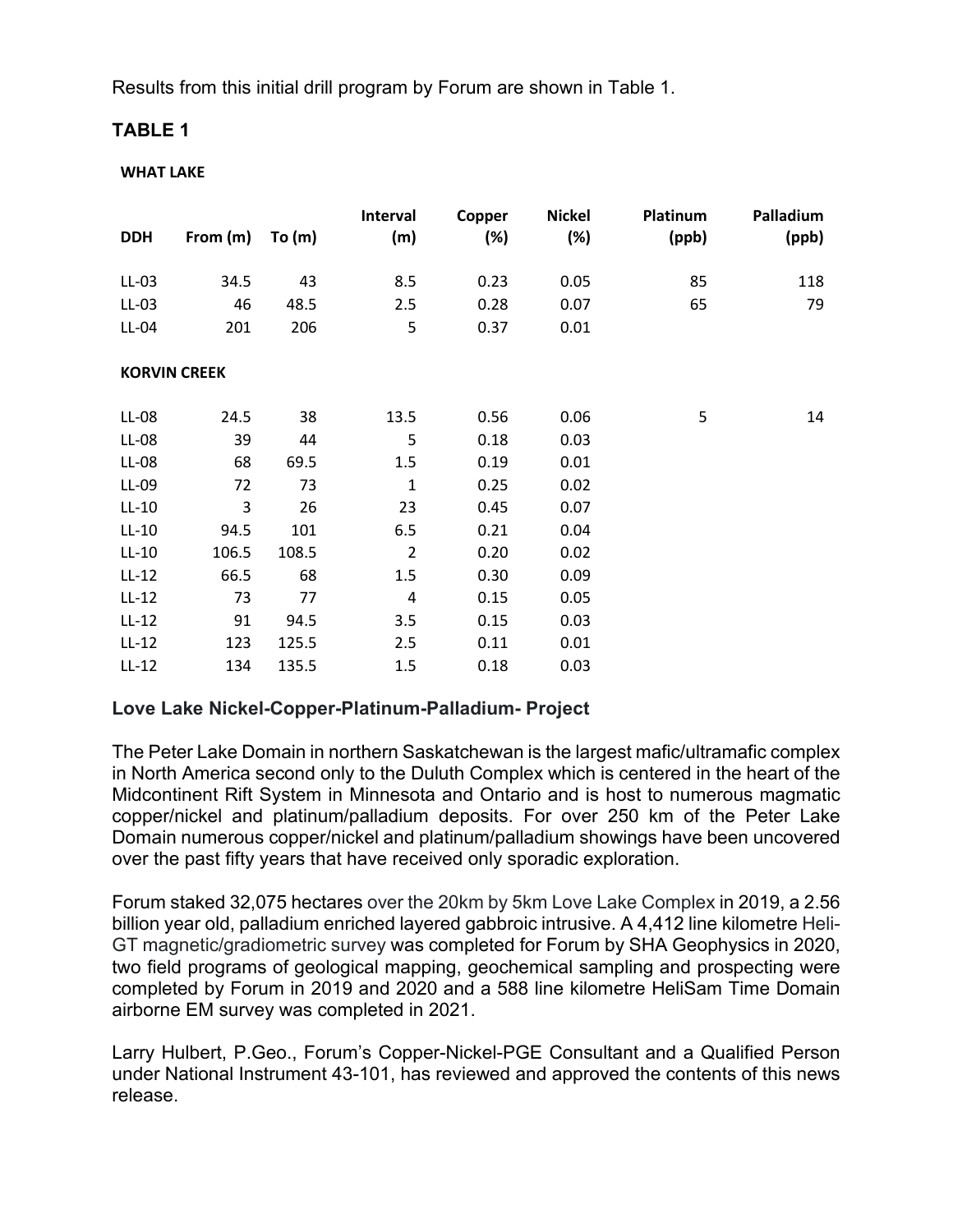Results from this initial drill program by Forum are shown in Table 1.

## TABLE 1

| DDH | From (m) | To (m) | Interval (m) | Copper (%) | Nickel (%) | Platinum (ppb) | Palladium (ppb) |
|---|---|---|---|---|---|---|---|
| **WHAT LAKE** | | | | | | | |
| LL-03 | 34.5 | 43 | 8.5 | 0.23 | 0.05 | 85 | 118 |
| LL-03 | 46 | 48.5 | 2.5 | 0.28 | 0.07 | 65 | 79 |
| LL-04 | 201 | 206 | 5 | 0.37 | 0.01 | | |
| **KORVIN CREEK** | | | | | | | |
| LL-08 | 24.5 | 38 | 13.5 | 0.56 | 0.06 | 5 | 14 |
| LL-08 | 39 | 44 | 5 | 0.18 | 0.03 | | |
| LL-08 | 68 | 69.5 | 1.5 | 0.19 | 0.01 | | |
| LL-09 | 72 | 73 | 1 | 0.25 | 0.02 | | |
| LL-10 | 3 | 26 | 23 | 0.45 | 0.07 | | |
| LL-10 | 94.5 | 101 | 6.5 | 0.21 | 0.04 | | |
| LL-10 | 106.5 | 108.5 | 2 | 0.20 | 0.02 | | |
| LL-12 | 66.5 | 68 | 1.5 | 0.30 | 0.09 | | |
| LL-12 | 73 | 77 | 4 | 0.15 | 0.05 | | |
| LL-12 | 91 | 94.5 | 3.5 | 0.15 | 0.03 | | |
| LL-12 | 123 | 125.5 | 2.5 | 0.11 | 0.01 | | |
| LL-12 | 134 | 135.5 | 1.5 | 0.18 | 0.03 | | |

### Love Lake Nickel-Copper-Platinum-Palladium- Project

The Peter Lake Domain in northern Saskatchewan is the largest mafic/ultramafic complex in North America second only to the Duluth Complex which is centered in the heart of the Midcontinent Rift System in Minnesota and Ontario and is host to numerous magmatic copper/nickel and platinum/palladium deposits. For over 250 km of the Peter Lake Domain numerous copper/nickel and platinum/palladium showings have been uncovered over the past fifty years that have received only sporadic exploration.

Forum staked 32,075 hectares over the 20km by 5km Love Lake Complex in 2019, a 2.56 billion year old, palladium enriched layered gabbroic intrusive. A 4,412 line kilometre Heli-GT magnetic/gradiometric survey was completed for Forum by SHA Geophysics in 2020, two field programs of geological mapping, geochemical sampling and prospecting were completed by Forum in 2019 and 2020 and a 588 line kilometre HeliSam Time Domain airborne EM survey was completed in 2021.

Larry Hulbert, P.Geo., Forum's Copper-Nickel-PGE Consultant and a Qualified Person under National Instrument 43-101, has reviewed and approved the contents of this news release.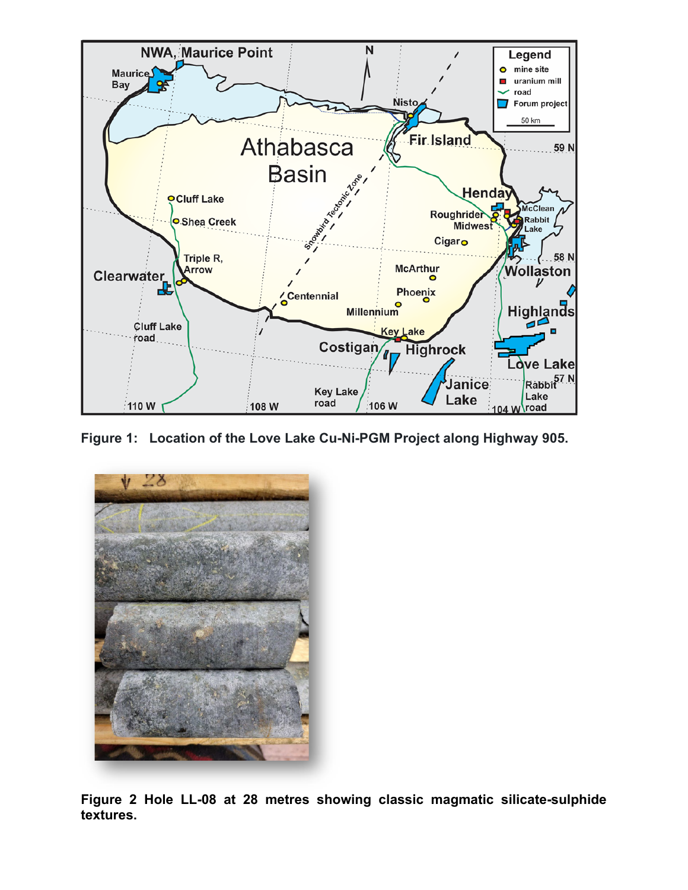Figure 1: Location of the Love Lake Cu-Ni-PGM Project along Highway 905.

Figure 2 Hole LL-08 at 28 metres showing classic magmatic silicate-sulphide textures.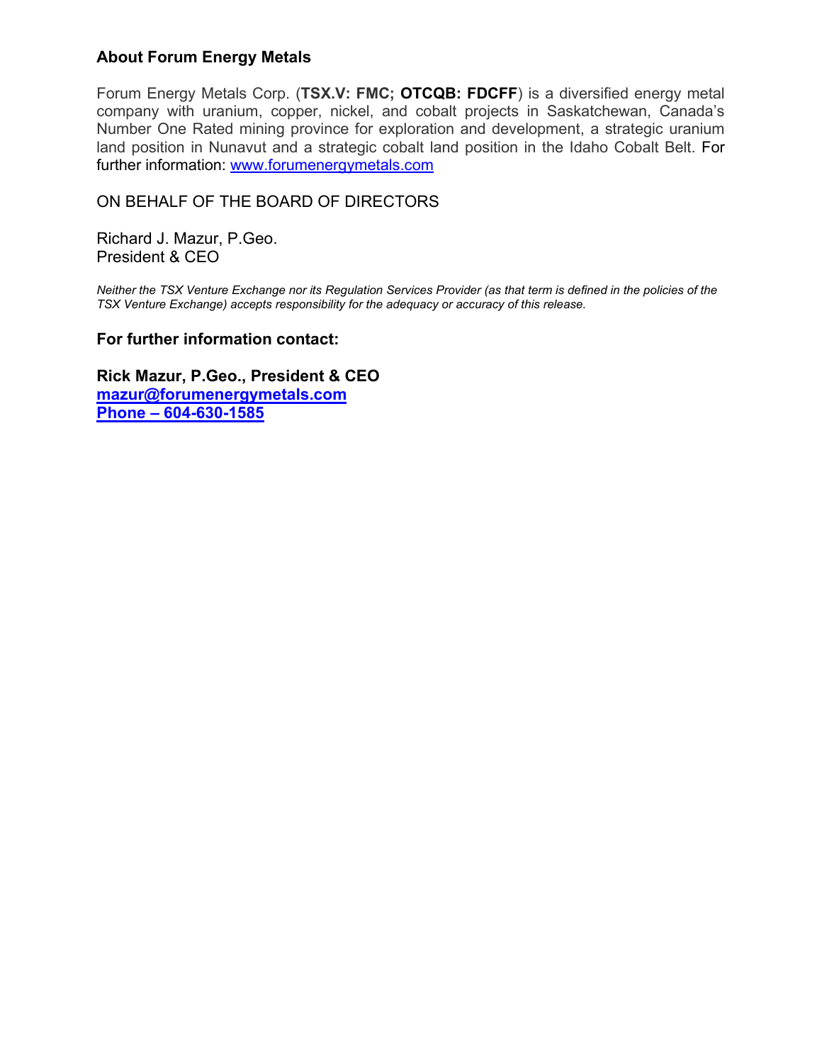## About Forum Energy Metals

Forum Energy Metals Corp. (**TSX.V: FMC; OTCQB: FDCFF**) is a diversified energy metal company with uranium, copper, nickel, and cobalt projects in Saskatchewan, Canada's Number One Rated mining province for exploration and development, a strategic uranium land position in Nunavut and a strategic cobalt land position in the Idaho Cobalt Belt. For further information: [www.forumenergymetals.com](http://www.forumenergymetals.com)

ON BEHALF OF THE BOARD OF DIRECTORS

Richard J. Mazur, P.Geo.
President & CEO

*Neither the TSX Venture Exchange nor its Regulation Services Provider (as that term is defined in the policies of the TSX Venture Exchange) accepts responsibility for the adequacy or accuracy of this release.*

### For further information contact:

**Rick Mazur, P.Geo., President & CEO**
**[mazur@forumenergymetals.com](mailto:mazur@forumenergymetals.com)**
**Phone – 604-630-1585**